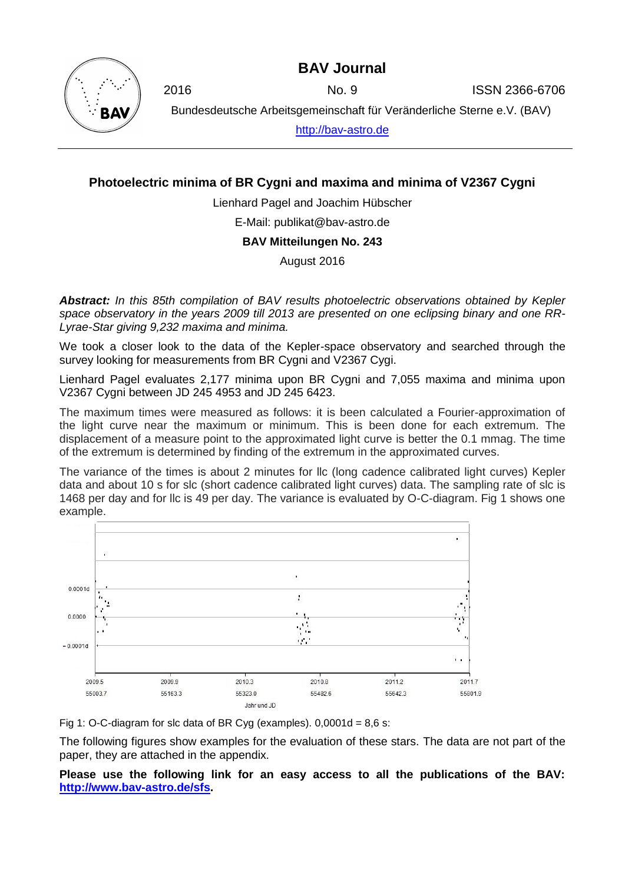# BAV Journal

2016 No. 9 ISSN 2366-6706

Bundesdeutsche Arbeitsgemeinschaft für Veränderliche Sterne e.V. (BAV)

http://bav-astro.de

## Photoelectric minima of BR Cygni and maxima and minima of V2367 Cygni

Lienhard Pagel and Joachim Hübscher

E-Mail: publikat@bav-astro.de

**BAV Mitteilungen No. 243**

August 2016

***Abstract:*** *In this 85th compilation of BAV results photoelectric observations obtained by Kepler space observatory in the years 2009 till 2013 are presented on one eclipsing binary and one RR-Lyrae-Star giving 9,232 maxima and minima.*

We took a closer look to the data of the Kepler-space observatory and searched through the survey looking for measurements from BR Cygni and V2367 Cygi.

Lienhard Pagel evaluates 2,177 minima upon BR Cygni and 7,055 maxima and minima upon V2367 Cygni between JD 245 4953 and JD 245 6423.

The maximum times were measured as follows: it is been calculated a Fourier-approximation of the light curve near the maximum or minimum. This is been done for each extremum. The displacement of a measure point to the approximated light curve is better the 0.1 mmag. The time of the extremum is determined by finding of the extremum in the approximated curves.

The variance of the times is about 2 minutes for llc (long cadence calibrated light curves) Kepler data and about 10 s for slc (short cadence calibrated light curves) data. The sampling rate of slc is 1468 per day and for llc is 49 per day. The variance is evaluated by O-C-diagram. Fig 1 shows one example.

Fig 1: O-C-diagram for slc data of BR Cyg (examples). 0,0001d = 8,6 s:

The following figures show examples for the evaluation of these stars. The data are not part of the paper, they are attached in the appendix.

**Please use the following link for an easy access to all the publications of the BAV: http://www.bav-astro.de/sfs.**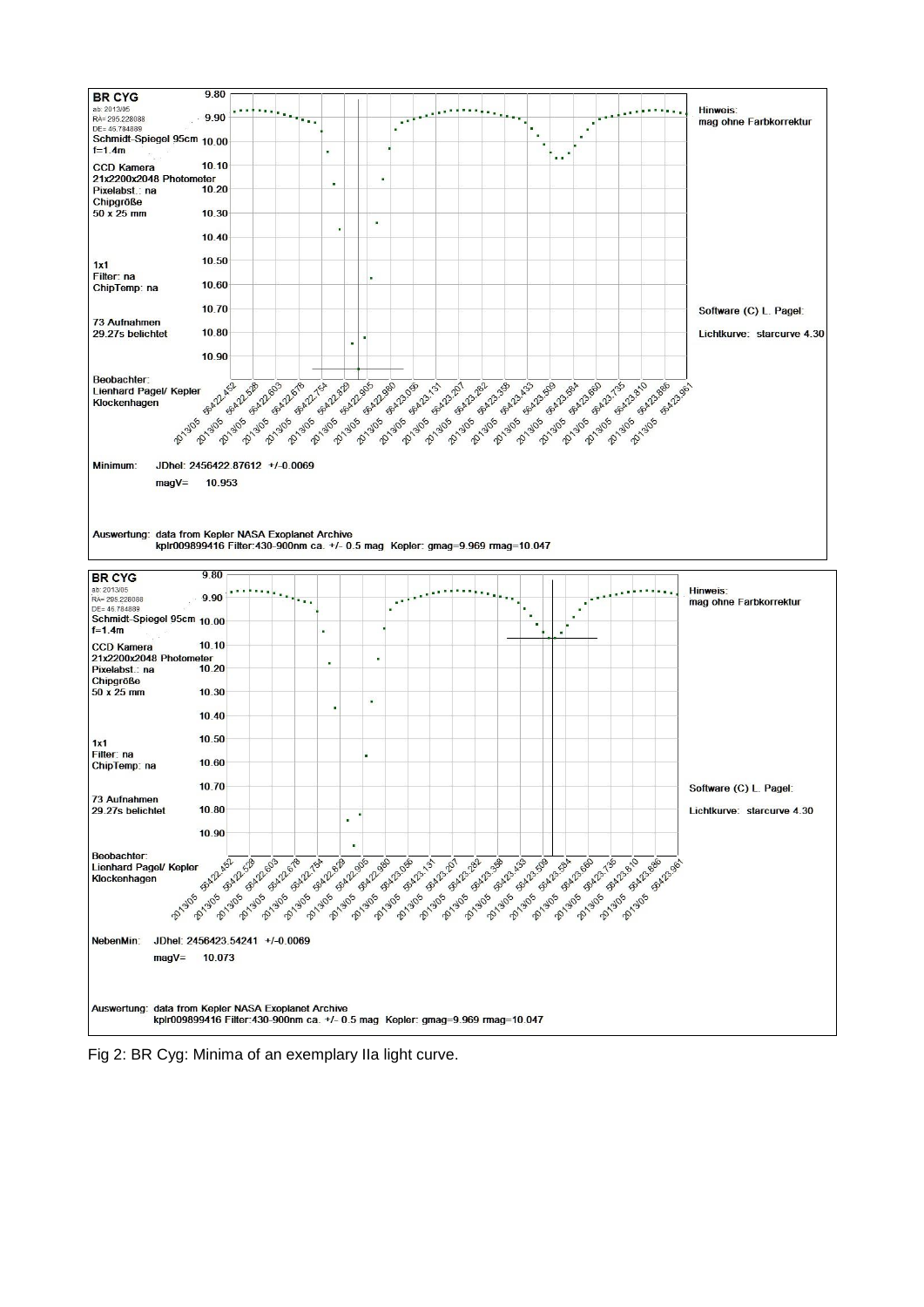**BR CYG**
ab: 2013/05
RA= 295.228088
DE= 46.784889
Schmidt-Spiegel 95cm
f=1.4m
CCD Kamera
21x2200x2048 Photometer
Pixelabst.: na
Chipgröße
50 x 25 mm

1x1
Filter: na
ChipTemp: na

73 Aufnahmen
29.27s belichtet

Beobachter:
Lienhard Pagel/ Kepler
Klockenhagen

Hinweis:
mag ohne Farbkorrektur

Software (C) L. Pagel:
Lichtkurve: starcurve 4.30

Minimum: JDhel: 2456422.87612 +/-0.0069
magV= 10.953

Auswertung: data from Kepler NASA Exoplanet Archive
kplr009899416 Filter:430-900nm ca. +/- 0.5 mag Kepler: gmag=9.969 rmag=10.047

**BR CYG**
ab: 2013/05
RA= 295.228088
DE= 46.784889
Schmidt-Spiegel 95cm
f=1.4m
CCD Kamera
21x2200x2048 Photometer
Pixelabst.: na
Chipgröße
50 x 25 mm

1x1
Filter: na
ChipTemp: na

73 Aufnahmen
29.27s belichtet

Beobachter:
Lienhard Pagel/ Kepler
Klockenhagen

Hinweis:
mag ohne Farbkorrektur

Software (C) L. Pagel:
Lichtkurve: starcurve 4.30

NebenMin: JDhel: 2456423.54241 +/-0.0069
magV= 10.073

Auswertung: data from Kepler NASA Exoplanet Archive
kplr009899416 Filter:430-900nm ca. +/- 0.5 mag Kepler: gmag=9.969 rmag=10.047

Fig 2: BR Cyg: Minima of an exemplary IIa light curve.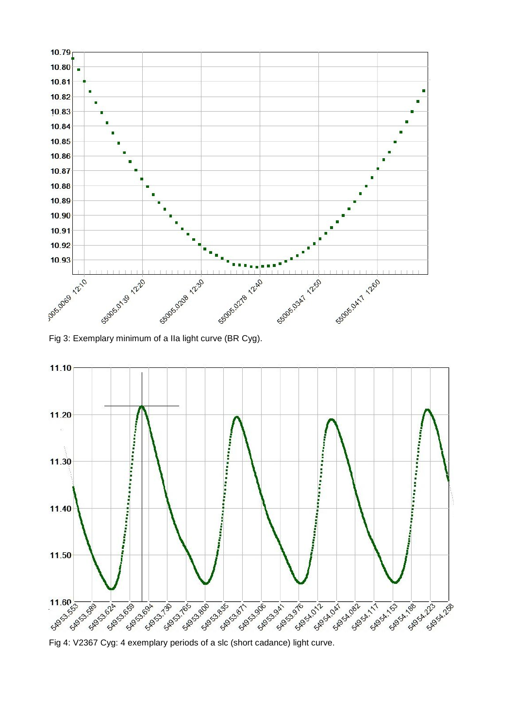Fig 3: Exemplary minimum of a IIa light curve (BR Cyg).

Fig 4: V2367 Cyg: 4 exemplary periods of a slc (short cadance) light curve.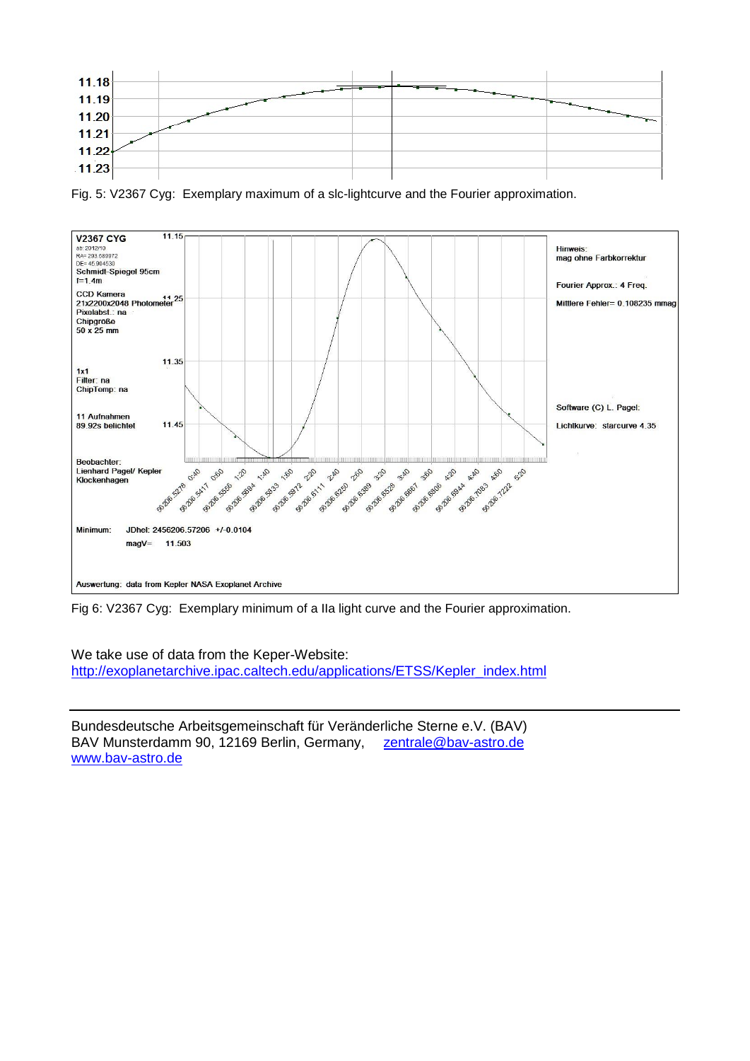11.18
11.19
11.20
11.21
11.22
11.23

Fig. 5: V2367 Cyg: Exemplary maximum of a slc-lightcurve and the Fourier approximation.

V2367 CYG
ab: 2012/10
RA= 293.689972
DE= 45.904530
Schmidt-Spiegel 95cm
f=1.4m

CCD Kamera
21x2200x2048 Photometer
Pixelabst.: na
Chipgröße
50 x 25 mm

1x1
Filter: na
ChipTemp: na

11 Aufnahmen
89.92s belichtet

Beobachter:
Lienhard Pagel/ Kepler
Klockenhagen

11.15
11.25
11.35
11.45

56206.5278 0:40 56206.5417 0:60 56206.5556 1:20 56206.5694 1:40 56206.5833 1:60 56206.5972 2:20 56206.6111 2:40 56206.6250 2:60 56206.6389 3:20 56206.6528 3:40 56206.6667 3:60 56206.6806 4:20 56206.6944 4:40 56206.7083 4:60 56206.7222 5:20

Hinweis:
mag ohne Farbkorrektur

Fourier Approx.: 4 Freq.

Mittlere Fehler= 0.108235 mmag

Software (C) L. Pagel:
Lichtkurve: starcurve 4.35

Minimum: JDhel: 2456206.57206 +/-0.0104
magV= 11.503

Auswertung: data from Kepler NASA Exoplanet Archive

Fig 6: V2367 Cyg: Exemplary minimum of a IIa light curve and the Fourier approximation.

We take use of data from the Keper-Website:
http://exoplanetarchive.ipac.caltech.edu/applications/ETSS/Kepler_index.html

---

Bundesdeutsche Arbeitsgemeinschaft für Veränderliche Sterne e.V. (BAV)
BAV Munsterdamm 90, 12169 Berlin, Germany, zentrale@bav-astro.de
www.bav-astro.de